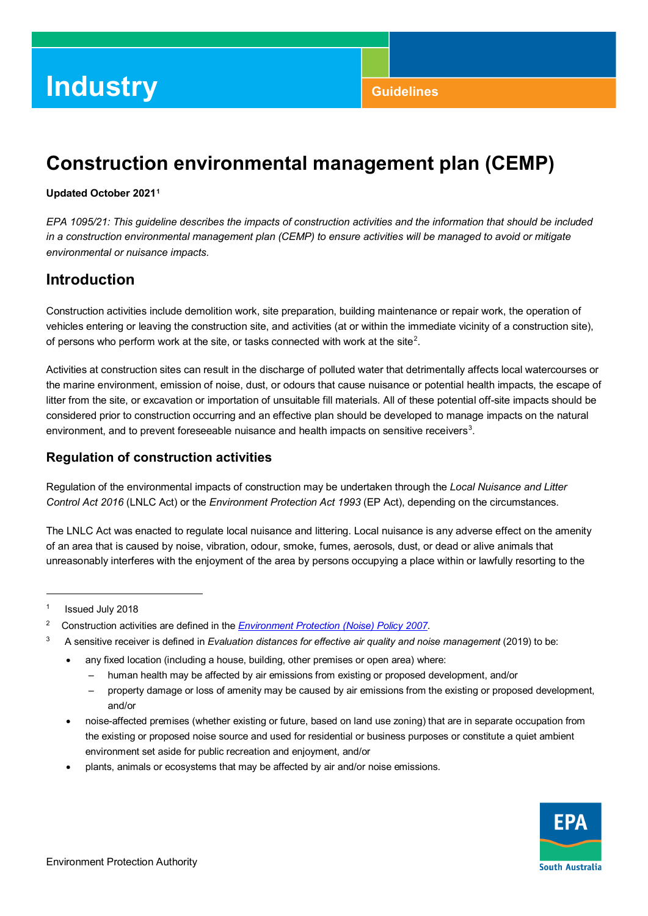# Industry

Guidelines

# Construction environmental management plan (CEMP)

**Updated October 2021**[1]

*EPA 1095/21: This guideline describes the impacts of construction activities and the information that should be included in a construction environmental management plan (CEMP) to ensure activities will be managed to avoid or mitigate environmental or nuisance impacts.*

## Introduction

Construction activities include demolition work, site preparation, building maintenance or repair work, the operation of vehicles entering or leaving the construction site, and activities (at or within the immediate vicinity of a construction site), of persons who perform work at the site, or tasks connected with work at the site[2].

Activities at construction sites can result in the discharge of polluted water that detrimentally affects local watercourses or the marine environment, emission of noise, dust, or odours that cause nuisance or potential health impacts, the escape of litter from the site, or excavation or importation of unsuitable fill materials. All of these potential off-site impacts should be considered prior to construction occurring and an effective plan should be developed to manage impacts on the natural environment, and to prevent foreseeable nuisance and health impacts on sensitive receivers[3].

### Regulation of construction activities

Regulation of the environmental impacts of construction may be undertaken through the *Local Nuisance and Litter Control Act 2016* (LNLC Act) or the *Environment Protection Act 1993* (EP Act), depending on the circumstances.

The LNLC Act was enacted to regulate local nuisance and littering. Local nuisance is any adverse effect on the amenity of an area that is caused by noise, vibration, odour, smoke, fumes, aerosols, dust, or dead or alive animals that unreasonably interferes with the enjoyment of the area by persons occupying a place within or lawfully resorting to the

---

[1] Issued July 2018

[2] Construction activities are defined in the *Environment Protection (Noise) Policy 2007*.

[3] A sensitive receiver is defined in *Evaluation distances for effective air quality and noise management* (2019) to be:

- any fixed location (including a house, building, other premises or open area) where:
  - human health may be affected by air emissions from existing or proposed development, and/or
  - property damage or loss of amenity may be caused by air emissions from the existing or proposed development, and/or
- noise-affected premises (whether existing or future, based on land use zoning) that are in separate occupation from the existing or proposed noise source and used for residential or business purposes or constitute a quiet ambient environment set aside for public recreation and enjoyment, and/or
- plants, animals or ecosystems that may be affected by air and/or noise emissions.

Environment Protection Authority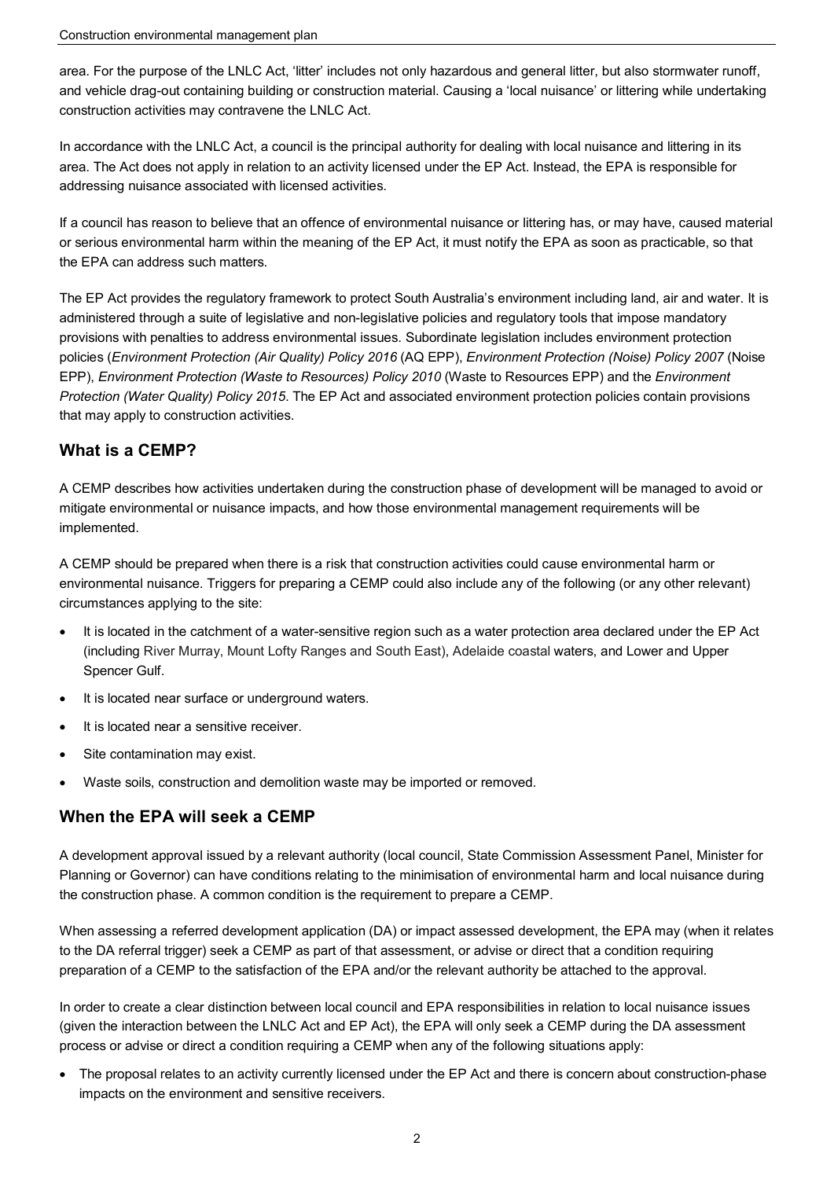area. For the purpose of the LNLC Act, 'litter' includes not only hazardous and general litter, but also stormwater runoff, and vehicle drag-out containing building or construction material. Causing a 'local nuisance' or littering while undertaking construction activities may contravene the LNLC Act.

In accordance with the LNLC Act, a council is the principal authority for dealing with local nuisance and littering in its area. The Act does not apply in relation to an activity licensed under the EP Act. Instead, the EPA is responsible for addressing nuisance associated with licensed activities.

If a council has reason to believe that an offence of environmental nuisance or littering has, or may have, caused material or serious environmental harm within the meaning of the EP Act, it must notify the EPA as soon as practicable, so that the EPA can address such matters.

The EP Act provides the regulatory framework to protect South Australia's environment including land, air and water. It is administered through a suite of legislative and non-legislative policies and regulatory tools that impose mandatory provisions with penalties to address environmental issues. Subordinate legislation includes environment protection policies (*Environment Protection (Air Quality) Policy 2016* (AQ EPP), *Environment Protection (Noise) Policy 2007* (Noise EPP), *Environment Protection (Waste to Resources) Policy 2010* (Waste to Resources EPP) and the *Environment Protection (Water Quality) Policy 2015*. The EP Act and associated environment protection policies contain provisions that may apply to construction activities.

## What is a CEMP?

A CEMP describes how activities undertaken during the construction phase of development will be managed to avoid or mitigate environmental or nuisance impacts, and how those environmental management requirements will be implemented.

A CEMP should be prepared when there is a risk that construction activities could cause environmental harm or environmental nuisance. Triggers for preparing a CEMP could also include any of the following (or any other relevant) circumstances applying to the site:

- It is located in the catchment of a water-sensitive region such as a water protection area declared under the EP Act (including River Murray, Mount Lofty Ranges and South East), Adelaide coastal waters, and Lower and Upper Spencer Gulf.
- It is located near surface or underground waters.
- It is located near a sensitive receiver.
- Site contamination may exist.
- Waste soils, construction and demolition waste may be imported or removed.

## When the EPA will seek a CEMP

A development approval issued by a relevant authority (local council, State Commission Assessment Panel, Minister for Planning or Governor) can have conditions relating to the minimisation of environmental harm and local nuisance during the construction phase. A common condition is the requirement to prepare a CEMP.

When assessing a referred development application (DA) or impact assessed development, the EPA may (when it relates to the DA referral trigger) seek a CEMP as part of that assessment, or advise or direct that a condition requiring preparation of a CEMP to the satisfaction of the EPA and/or the relevant authority be attached to the approval.

In order to create a clear distinction between local council and EPA responsibilities in relation to local nuisance issues (given the interaction between the LNLC Act and EP Act), the EPA will only seek a CEMP during the DA assessment process or advise or direct a condition requiring a CEMP when any of the following situations apply:

- The proposal relates to an activity currently licensed under the EP Act and there is concern about construction-phase impacts on the environment and sensitive receivers.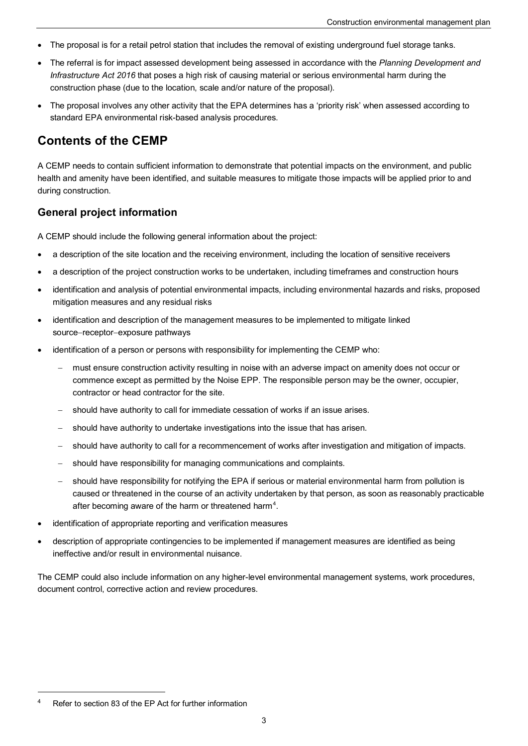- The proposal is for a retail petrol station that includes the removal of existing underground fuel storage tanks.
- The referral is for impact assessed development being assessed in accordance with the *Planning Development and Infrastructure Act 2016* that poses a high risk of causing material or serious environmental harm during the construction phase (due to the location, scale and/or nature of the proposal).
- The proposal involves any other activity that the EPA determines has a 'priority risk' when assessed according to standard EPA environmental risk-based analysis procedures.

## Contents of the CEMP

A CEMP needs to contain sufficient information to demonstrate that potential impacts on the environment, and public health and amenity have been identified, and suitable measures to mitigate those impacts will be applied prior to and during construction.

### General project information

A CEMP should include the following general information about the project:

- a description of the site location and the receiving environment, including the location of sensitive receivers
- a description of the project construction works to be undertaken, including timeframes and construction hours
- identification and analysis of potential environmental impacts, including environmental hazards and risks, proposed mitigation measures and any residual risks
- identification and description of the management measures to be implemented to mitigate linked source–receptor–exposure pathways
- identification of a person or persons with responsibility for implementing the CEMP who:
  - must ensure construction activity resulting in noise with an adverse impact on amenity does not occur or commence except as permitted by the Noise EPP. The responsible person may be the owner, occupier, contractor or head contractor for the site.
  - should have authority to call for immediate cessation of works if an issue arises.
  - should have authority to undertake investigations into the issue that has arisen.
  - should have authority to call for a recommencement of works after investigation and mitigation of impacts.
  - should have responsibility for managing communications and complaints.
  - should have responsibility for notifying the EPA if serious or material environmental harm from pollution is caused or threatened in the course of an activity undertaken by that person, as soon as reasonably practicable after becoming aware of the harm or threatened harm[4].
- identification of appropriate reporting and verification measures
- description of appropriate contingencies to be implemented if management measures are identified as being ineffective and/or result in environmental nuisance.

The CEMP could also include information on any higher-level environmental management systems, work procedures, document control, corrective action and review procedures.

---

[4] Refer to section 83 of the EP Act for further information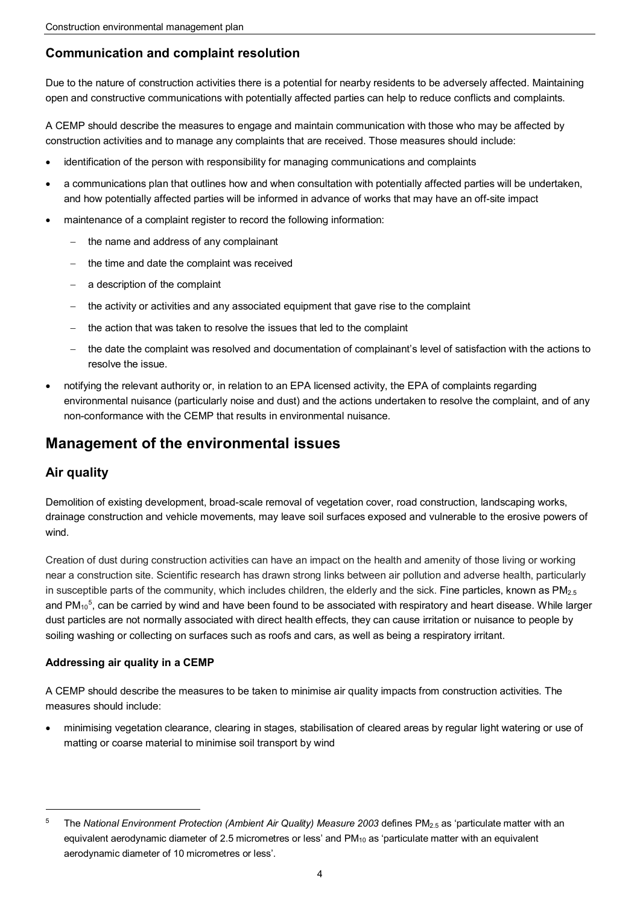### Communication and complaint resolution

Due to the nature of construction activities there is a potential for nearby residents to be adversely affected. Maintaining open and constructive communications with potentially affected parties can help to reduce conflicts and complaints.

A CEMP should describe the measures to engage and maintain communication with those who may be affected by construction activities and to manage any complaints that are received. Those measures should include:

- identification of the person with responsibility for managing communications and complaints
- a communications plan that outlines how and when consultation with potentially affected parties will be undertaken, and how potentially affected parties will be informed in advance of works that may have an off-site impact
- maintenance of a complaint register to record the following information:
  - the name and address of any complainant
  - the time and date the complaint was received
  - a description of the complaint
  - the activity or activities and any associated equipment that gave rise to the complaint
  - the action that was taken to resolve the issues that led to the complaint
  - the date the complaint was resolved and documentation of complainant's level of satisfaction with the actions to resolve the issue.
- notifying the relevant authority or, in relation to an EPA licensed activity, the EPA of complaints regarding environmental nuisance (particularly noise and dust) and the actions undertaken to resolve the complaint, and of any non-conformance with the CEMP that results in environmental nuisance.

## Management of the environmental issues

### Air quality

Demolition of existing development, broad-scale removal of vegetation cover, road construction, landscaping works, drainage construction and vehicle movements, may leave soil surfaces exposed and vulnerable to the erosive powers of wind.

Creation of dust during construction activities can have an impact on the health and amenity of those living or working near a construction site. Scientific research has drawn strong links between air pollution and adverse health, particularly in susceptible parts of the community, which includes children, the elderly and the sick. Fine particles, known as $PM_{2.5}$ and $PM_{10}$[5], can be carried by wind and have been found to be associated with respiratory and heart disease. While larger dust particles are not normally associated with direct health effects, they can cause irritation or nuisance to people by soiling washing or collecting on surfaces such as roofs and cars, as well as being a respiratory irritant.

#### Addressing air quality in a CEMP

A CEMP should describe the measures to be taken to minimise air quality impacts from construction activities. The measures should include:

- minimising vegetation clearance, clearing in stages, stabilisation of cleared areas by regular light watering or use of matting or coarse material to minimise soil transport by wind

[5] The *National Environment Protection (Ambient Air Quality) Measure 2003* defines $PM_{2.5}$ as 'particulate matter with an equivalent aerodynamic diameter of 2.5 micrometres or less' and $PM_{10}$ as 'particulate matter with an equivalent aerodynamic diameter of 10 micrometres or less'.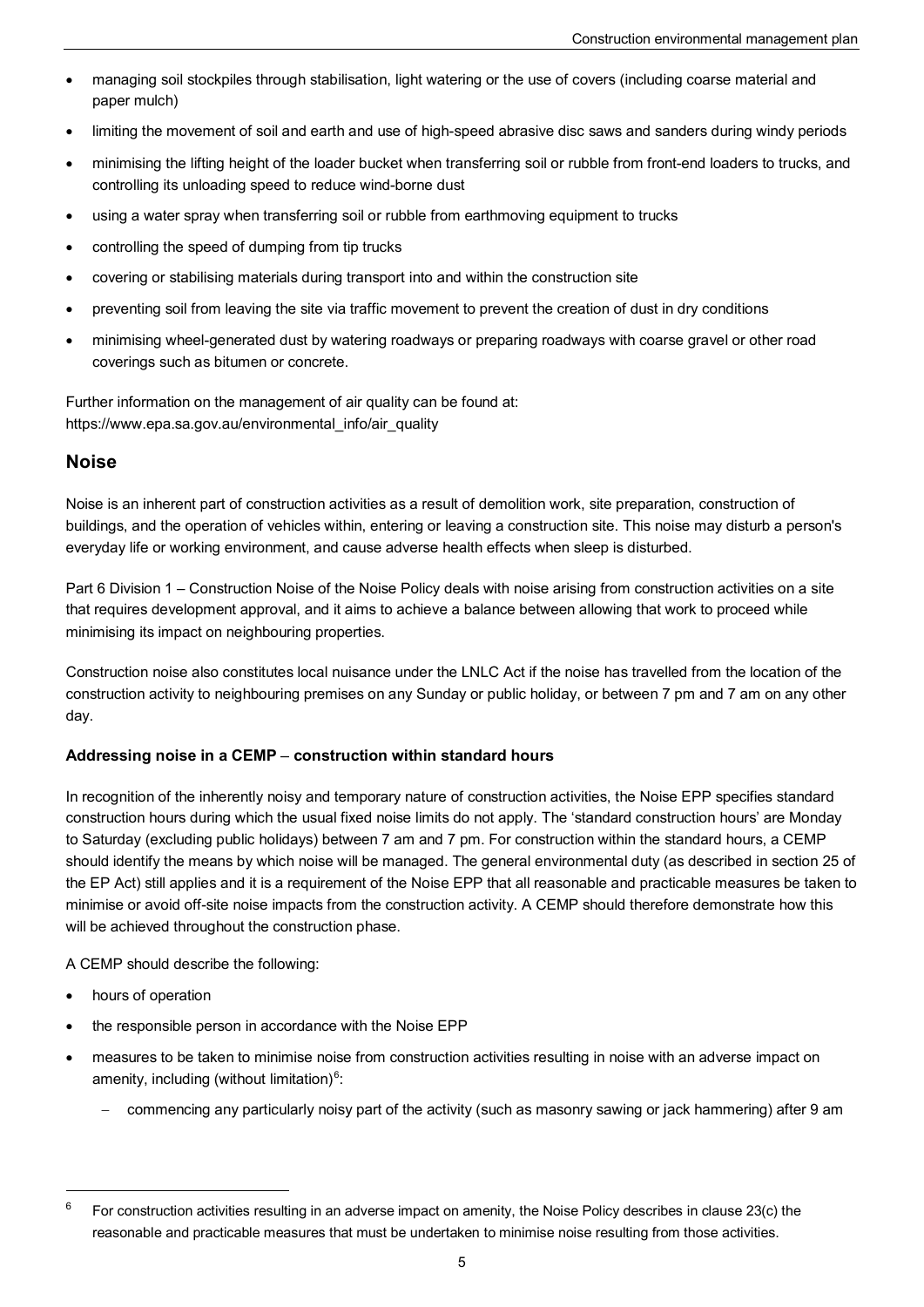- managing soil stockpiles through stabilisation, light watering or the use of covers (including coarse material and paper mulch)
- limiting the movement of soil and earth and use of high-speed abrasive disc saws and sanders during windy periods
- minimising the lifting height of the loader bucket when transferring soil or rubble from front-end loaders to trucks, and controlling its unloading speed to reduce wind-borne dust
- using a water spray when transferring soil or rubble from earthmoving equipment to trucks
- controlling the speed of dumping from tip trucks
- covering or stabilising materials during transport into and within the construction site
- preventing soil from leaving the site via traffic movement to prevent the creation of dust in dry conditions
- minimising wheel-generated dust by watering roadways or preparing roadways with coarse gravel or other road coverings such as bitumen or concrete.

Further information on the management of air quality can be found at: https://www.epa.sa.gov.au/environmental_info/air_quality

## Noise

Noise is an inherent part of construction activities as a result of demolition work, site preparation, construction of buildings, and the operation of vehicles within, entering or leaving a construction site. This noise may disturb a person's everyday life or working environment, and cause adverse health effects when sleep is disturbed.

Part 6 Division 1 – Construction Noise of the Noise Policy deals with noise arising from construction activities on a site that requires development approval, and it aims to achieve a balance between allowing that work to proceed while minimising its impact on neighbouring properties.

Construction noise also constitutes local nuisance under the LNLC Act if the noise has travelled from the location of the construction activity to neighbouring premises on any Sunday or public holiday, or between 7 pm and 7 am on any other day.

**Addressing noise in a CEMP – construction within standard hours**

In recognition of the inherently noisy and temporary nature of construction activities, the Noise EPP specifies standard construction hours during which the usual fixed noise limits do not apply. The 'standard construction hours' are Monday to Saturday (excluding public holidays) between 7 am and 7 pm. For construction within the standard hours, a CEMP should identify the means by which noise will be managed. The general environmental duty (as described in section 25 of the EP Act) still applies and it is a requirement of the Noise EPP that all reasonable and practicable measures be taken to minimise or avoid off-site noise impacts from the construction activity. A CEMP should therefore demonstrate how this will be achieved throughout the construction phase.

A CEMP should describe the following:

- hours of operation
- the responsible person in accordance with the Noise EPP
- measures to be taken to minimise noise from construction activities resulting in noise with an adverse impact on amenity, including (without limitation)[6]:
  - commencing any particularly noisy part of the activity (such as masonry sawing or jack hammering) after 9 am

---

[6] For construction activities resulting in an adverse impact on amenity, the Noise Policy describes in clause 23(c) the reasonable and practicable measures that must be undertaken to minimise noise resulting from those activities.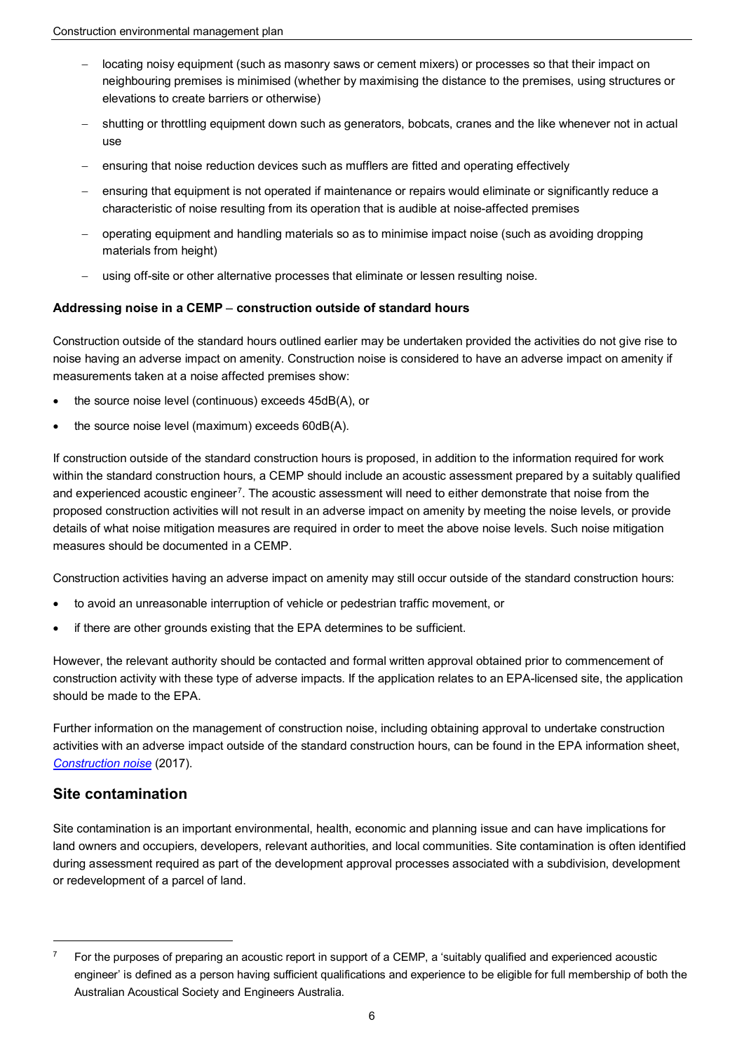- locating noisy equipment (such as masonry saws or cement mixers) or processes so that their impact on neighbouring premises is minimised (whether by maximising the distance to the premises, using structures or elevations to create barriers or otherwise)
- shutting or throttling equipment down such as generators, bobcats, cranes and the like whenever not in actual use
- ensuring that noise reduction devices such as mufflers are fitted and operating effectively
- ensuring that equipment is not operated if maintenance or repairs would eliminate or significantly reduce a characteristic of noise resulting from its operation that is audible at noise-affected premises
- operating equipment and handling materials so as to minimise impact noise (such as avoiding dropping materials from height)
- using off-site or other alternative processes that eliminate or lessen resulting noise.

**Addressing noise in a CEMP – construction outside of standard hours**

Construction outside of the standard hours outlined earlier may be undertaken provided the activities do not give rise to noise having an adverse impact on amenity. Construction noise is considered to have an adverse impact on amenity if measurements taken at a noise affected premises show:

- the source noise level (continuous) exceeds 45dB(A), or
- the source noise level (maximum) exceeds 60dB(A).

If construction outside of the standard construction hours is proposed, in addition to the information required for work within the standard construction hours, a CEMP should include an acoustic assessment prepared by a suitably qualified and experienced acoustic engineer[7]. The acoustic assessment will need to either demonstrate that noise from the proposed construction activities will not result in an adverse impact on amenity by meeting the noise levels, or provide details of what noise mitigation measures are required in order to meet the above noise levels. Such noise mitigation measures should be documented in a CEMP.

Construction activities having an adverse impact on amenity may still occur outside of the standard construction hours:

- to avoid an unreasonable interruption of vehicle or pedestrian traffic movement, or
- if there are other grounds existing that the EPA determines to be sufficient.

However, the relevant authority should be contacted and formal written approval obtained prior to commencement of construction activity with these type of adverse impacts. If the application relates to an EPA-licensed site, the application should be made to the EPA.

Further information on the management of construction noise, including obtaining approval to undertake construction activities with an adverse impact outside of the standard construction hours, can be found in the EPA information sheet, *Construction noise* (2017).

## Site contamination

Site contamination is an important environmental, health, economic and planning issue and can have implications for land owners and occupiers, developers, relevant authorities, and local communities. Site contamination is often identified during assessment required as part of the development approval processes associated with a subdivision, development or redevelopment of a parcel of land.

---

[7] For the purposes of preparing an acoustic report in support of a CEMP, a 'suitably qualified and experienced acoustic engineer' is defined as a person having sufficient qualifications and experience to be eligible for full membership of both the Australian Acoustical Society and Engineers Australia.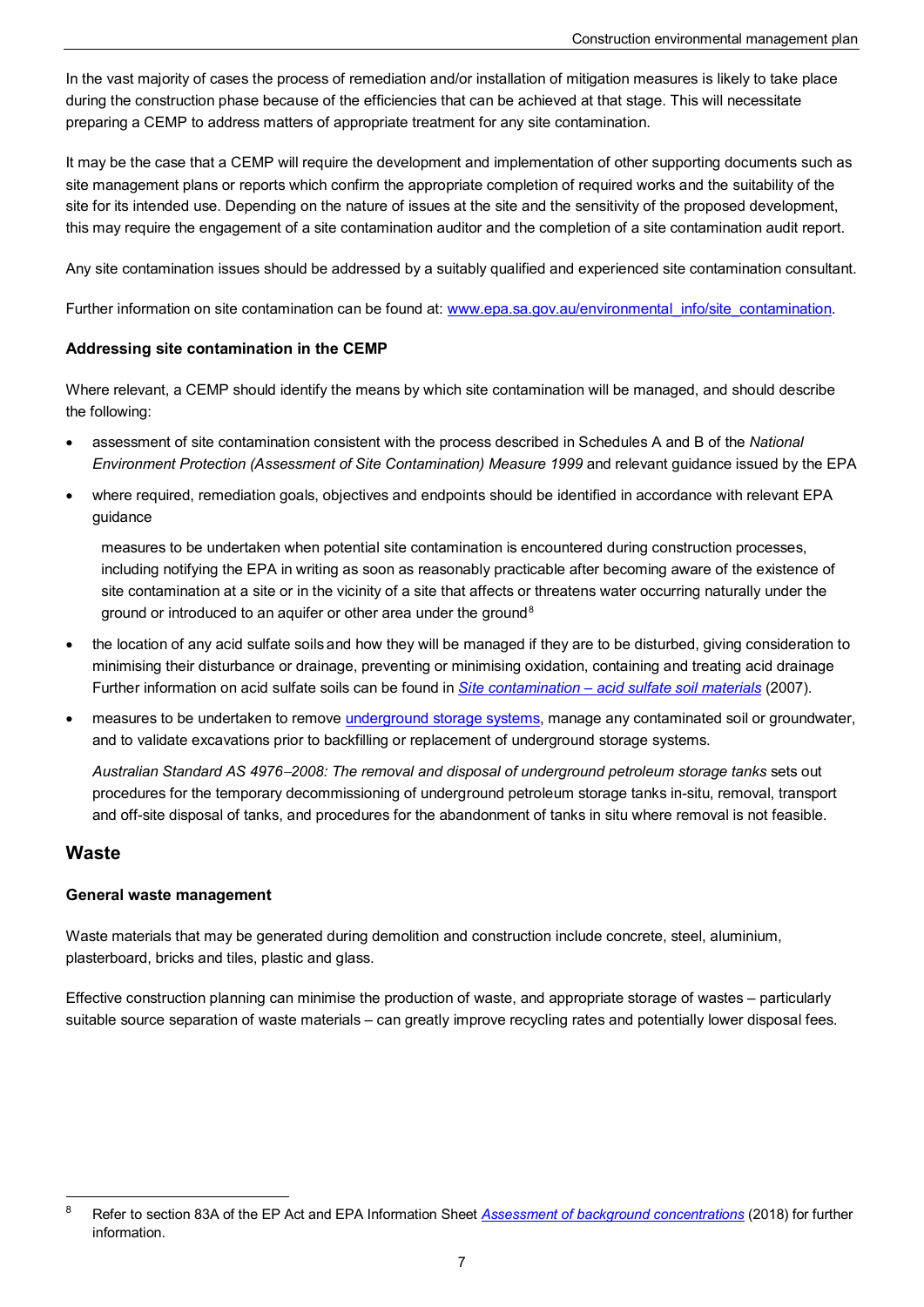In the vast majority of cases the process of remediation and/or installation of mitigation measures is likely to take place during the construction phase because of the efficiencies that can be achieved at that stage. This will necessitate preparing a CEMP to address matters of appropriate treatment for any site contamination.

It may be the case that a CEMP will require the development and implementation of other supporting documents such as site management plans or reports which confirm the appropriate completion of required works and the suitability of the site for its intended use. Depending on the nature of issues at the site and the sensitivity of the proposed development, this may require the engagement of a site contamination auditor and the completion of a site contamination audit report.

Any site contamination issues should be addressed by a suitably qualified and experienced site contamination consultant.

Further information on site contamination can be found at: [www.epa.sa.gov.au/environmental_info/site_contamination](www.epa.sa.gov.au/environmental_info/site_contamination).

#### Addressing site contamination in the CEMP

Where relevant, a CEMP should identify the means by which site contamination will be managed, and should describe the following:

- assessment of site contamination consistent with the process described in Schedules A and B of the *National Environment Protection (Assessment of Site Contamination) Measure 1999* and relevant guidance issued by the EPA
- where required, remediation goals, objectives and endpoints should be identified in accordance with relevant EPA guidance

  measures to be undertaken when potential site contamination is encountered during construction processes, including notifying the EPA in writing as soon as reasonably practicable after becoming aware of the existence of site contamination at a site or in the vicinity of a site that affects or threatens water occurring naturally under the ground or introduced to an aquifer or other area under the ground[8]
- the location of any acid sulfate soils and how they will be managed if they are to be disturbed, giving consideration to minimising their disturbance or drainage, preventing or minimising oxidation, containing and treating acid drainage Further information on acid sulfate soils can be found in *Site contamination – acid sulfate soil materials* (2007).
- measures to be undertaken to remove underground storage systems, manage any contaminated soil or groundwater, and to validate excavations prior to backfilling or replacement of underground storage systems.

  *Australian Standard AS 4976–2008: The removal and disposal of underground petroleum storage tanks* sets out procedures for the temporary decommissioning of underground petroleum storage tanks in-situ, removal, transport and off-site disposal of tanks, and procedures for the abandonment of tanks in situ where removal is not feasible.

### Waste

#### General waste management

Waste materials that may be generated during demolition and construction include concrete, steel, aluminium, plasterboard, bricks and tiles, plastic and glass.

Effective construction planning can minimise the production of waste, and appropriate storage of wastes – particularly suitable source separation of waste materials – can greatly improve recycling rates and potentially lower disposal fees.

---

[8] Refer to section 83A of the EP Act and EPA Information Sheet *Assessment of background concentrations* (2018) for further information.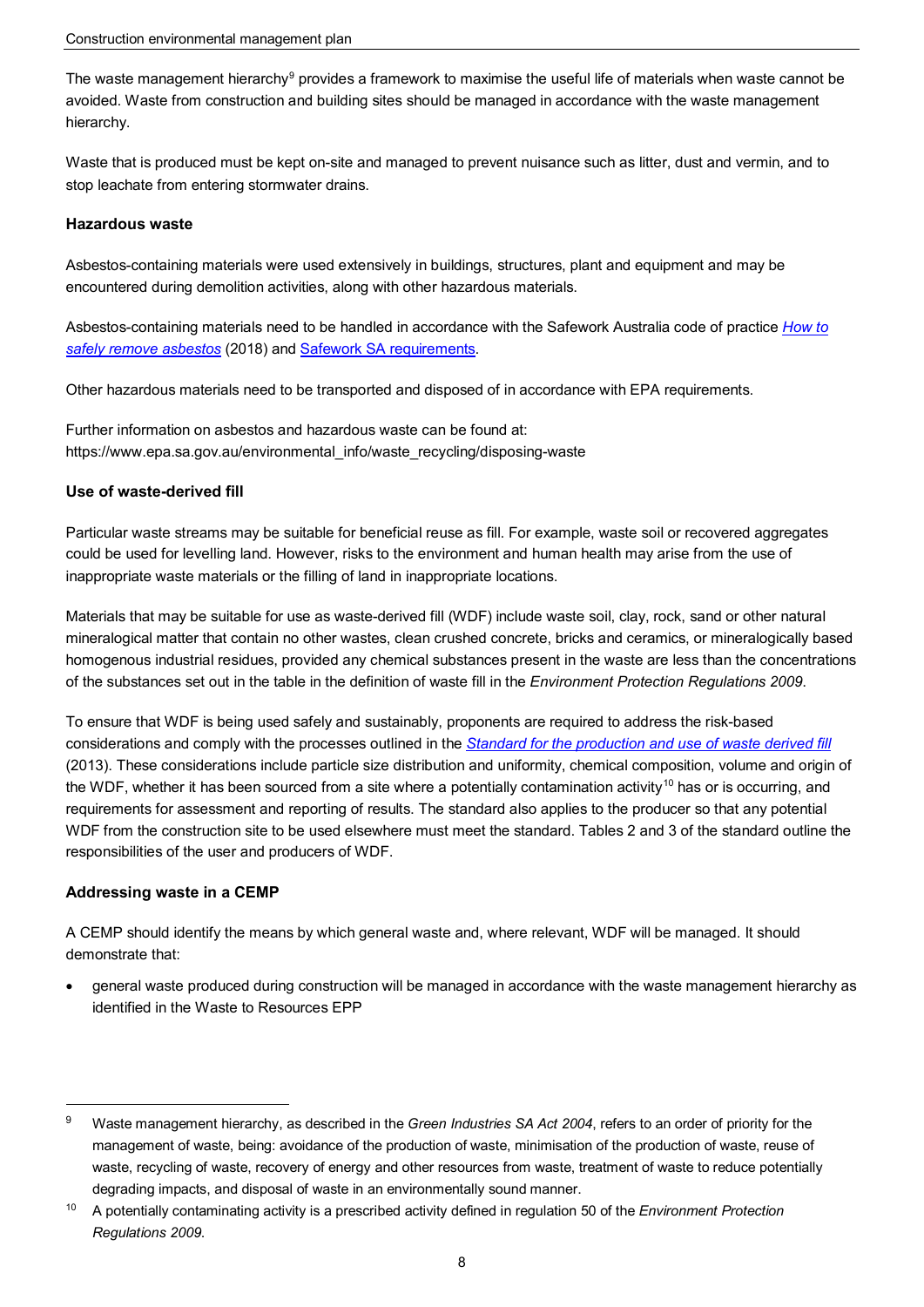The waste management hierarchy[9] provides a framework to maximise the useful life of materials when waste cannot be avoided. Waste from construction and building sites should be managed in accordance with the waste management hierarchy.

Waste that is produced must be kept on-site and managed to prevent nuisance such as litter, dust and vermin, and to stop leachate from entering stormwater drains.

**Hazardous waste**

Asbestos-containing materials were used extensively in buildings, structures, plant and equipment and may be encountered during demolition activities, along with other hazardous materials.

Asbestos-containing materials need to be handled in accordance with the Safework Australia code of practice *How to safely remove asbestos* (2018) and Safework SA requirements.

Other hazardous materials need to be transported and disposed of in accordance with EPA requirements.

Further information on asbestos and hazardous waste can be found at:
https://www.epa.sa.gov.au/environmental_info/waste_recycling/disposing-waste

**Use of waste-derived fill**

Particular waste streams may be suitable for beneficial reuse as fill. For example, waste soil or recovered aggregates could be used for levelling land. However, risks to the environment and human health may arise from the use of inappropriate waste materials or the filling of land in inappropriate locations.

Materials that may be suitable for use as waste-derived fill (WDF) include waste soil, clay, rock, sand or other natural mineralogical matter that contain no other wastes, clean crushed concrete, bricks and ceramics, or mineralogically based homogenous industrial residues, provided any chemical substances present in the waste are less than the concentrations of the substances set out in the table in the definition of waste fill in the *Environment Protection Regulations 2009*.

To ensure that WDF is being used safely and sustainably, proponents are required to address the risk-based considerations and comply with the processes outlined in the *Standard for the production and use of waste derived fill* (2013). These considerations include particle size distribution and uniformity, chemical composition, volume and origin of the WDF, whether it has been sourced from a site where a potentially contamination activity[10] has or is occurring, and requirements for assessment and reporting of results. The standard also applies to the producer so that any potential WDF from the construction site to be used elsewhere must meet the standard. Tables 2 and 3 of the standard outline the responsibilities of the user and producers of WDF.

**Addressing waste in a CEMP**

A CEMP should identify the means by which general waste and, where relevant, WDF will be managed. It should demonstrate that:

- general waste produced during construction will be managed in accordance with the waste management hierarchy as identified in the Waste to Resources EPP

---

[9] Waste management hierarchy, as described in the *Green Industries SA Act 2004*, refers to an order of priority for the management of waste, being: avoidance of the production of waste, minimisation of the production of waste, reuse of waste, recycling of waste, recovery of energy and other resources from waste, treatment of waste to reduce potentially degrading impacts, and disposal of waste in an environmentally sound manner.

[10] A potentially contaminating activity is a prescribed activity defined in regulation 50 of the *Environment Protection Regulations 2009*.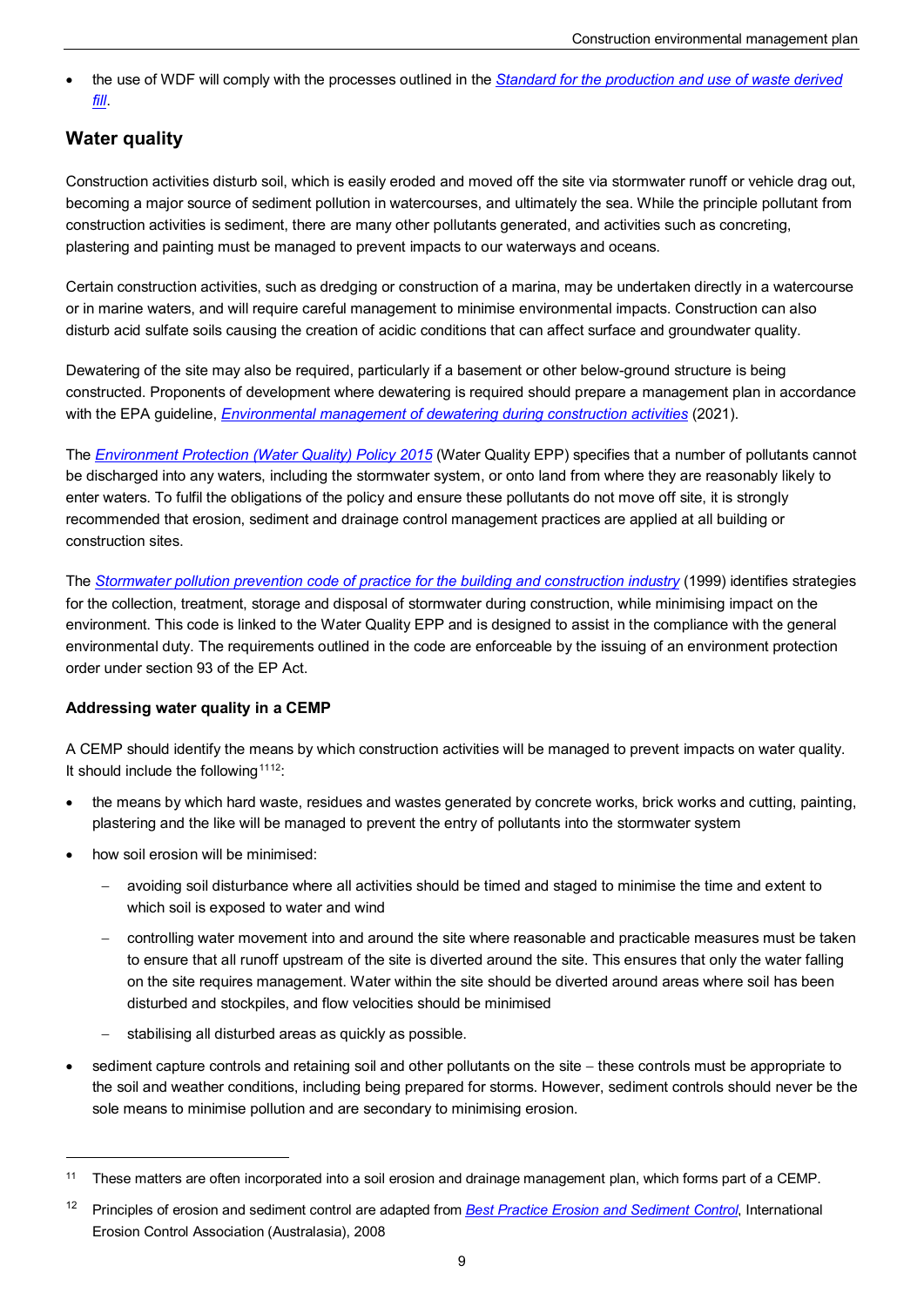- the use of WDF will comply with the processes outlined in the *Standard for the production and use of waste derived fill*.

## Water quality

Construction activities disturb soil, which is easily eroded and moved off the site via stormwater runoff or vehicle drag out, becoming a major source of sediment pollution in watercourses, and ultimately the sea. While the principle pollutant from construction activities is sediment, there are many other pollutants generated, and activities such as concreting, plastering and painting must be managed to prevent impacts to our waterways and oceans.

Certain construction activities, such as dredging or construction of a marina, may be undertaken directly in a watercourse or in marine waters, and will require careful management to minimise environmental impacts. Construction can also disturb acid sulfate soils causing the creation of acidic conditions that can affect surface and groundwater quality.

Dewatering of the site may also be required, particularly if a basement or other below-ground structure is being constructed. Proponents of development where dewatering is required should prepare a management plan in accordance with the EPA guideline, *Environmental management of dewatering during construction activities* (2021).

The *Environment Protection (Water Quality) Policy 2015* (Water Quality EPP) specifies that a number of pollutants cannot be discharged into any waters, including the stormwater system, or onto land from where they are reasonably likely to enter waters. To fulfil the obligations of the policy and ensure these pollutants do not move off site, it is strongly recommended that erosion, sediment and drainage control management practices are applied at all building or construction sites.

The *Stormwater pollution prevention code of practice for the building and construction industry* (1999) identifies strategies for the collection, treatment, storage and disposal of stormwater during construction, while minimising impact on the environment. This code is linked to the Water Quality EPP and is designed to assist in the compliance with the general environmental duty. The requirements outlined in the code are enforceable by the issuing of an environment protection order under section 93 of the EP Act.

### Addressing water quality in a CEMP

A CEMP should identify the means by which construction activities will be managed to prevent impacts on water quality. It should include the following[11][12]:

- the means by which hard waste, residues and wastes generated by concrete works, brick works and cutting, painting, plastering and the like will be managed to prevent the entry of pollutants into the stormwater system
- how soil erosion will be minimised:
  - avoiding soil disturbance where all activities should be timed and staged to minimise the time and extent to which soil is exposed to water and wind
  - controlling water movement into and around the site where reasonable and practicable measures must be taken to ensure that all runoff upstream of the site is diverted around the site. This ensures that only the water falling on the site requires management. Water within the site should be diverted around areas where soil has been disturbed and stockpiles, and flow velocities should be minimised
  - stabilising all disturbed areas as quickly as possible.
- sediment capture controls and retaining soil and other pollutants on the site – these controls must be appropriate to the soil and weather conditions, including being prepared for storms. However, sediment controls should never be the sole means to minimise pollution and are secondary to minimising erosion.

---

[11] These matters are often incorporated into a soil erosion and drainage management plan, which forms part of a CEMP.

[12] Principles of erosion and sediment control are adapted from *Best Practice Erosion and Sediment Control*, International Erosion Control Association (Australasia), 2008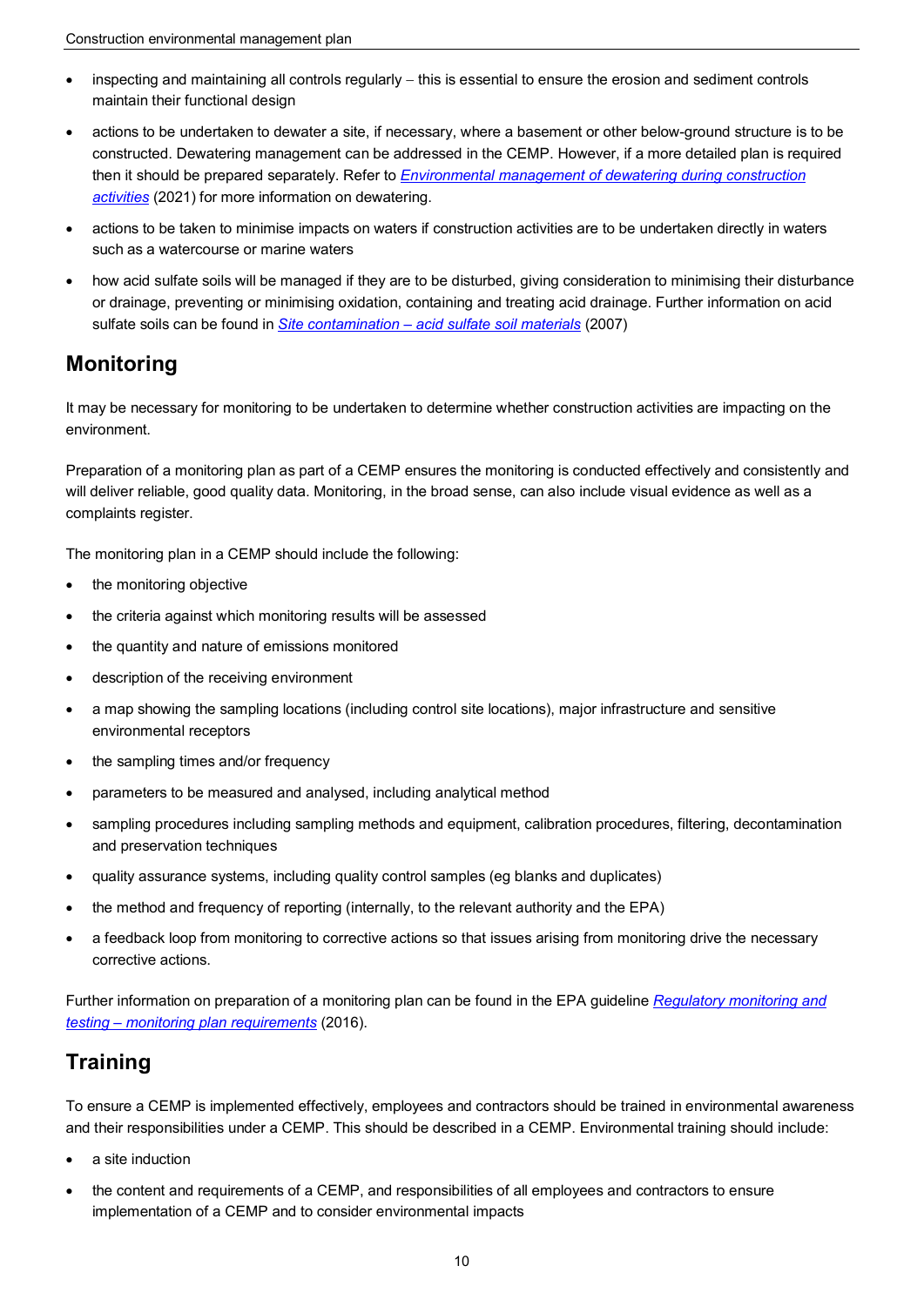- inspecting and maintaining all controls regularly – this is essential to ensure the erosion and sediment controls maintain their functional design
- actions to be undertaken to dewater a site, if necessary, where a basement or other below-ground structure is to be constructed. Dewatering management can be addressed in the CEMP. However, if a more detailed plan is required then it should be prepared separately. Refer to *Environmental management of dewatering during construction activities* (2021) for more information on dewatering.
- actions to be taken to minimise impacts on waters if construction activities are to be undertaken directly in waters such as a watercourse or marine waters
- how acid sulfate soils will be managed if they are to be disturbed, giving consideration to minimising their disturbance or drainage, preventing or minimising oxidation, containing and treating acid drainage. Further information on acid sulfate soils can be found in *Site contamination – acid sulfate soil materials* (2007)

## Monitoring

It may be necessary for monitoring to be undertaken to determine whether construction activities are impacting on the environment.

Preparation of a monitoring plan as part of a CEMP ensures the monitoring is conducted effectively and consistently and will deliver reliable, good quality data. Monitoring, in the broad sense, can also include visual evidence as well as a complaints register.

The monitoring plan in a CEMP should include the following:

- the monitoring objective
- the criteria against which monitoring results will be assessed
- the quantity and nature of emissions monitored
- description of the receiving environment
- a map showing the sampling locations (including control site locations), major infrastructure and sensitive environmental receptors
- the sampling times and/or frequency
- parameters to be measured and analysed, including analytical method
- sampling procedures including sampling methods and equipment, calibration procedures, filtering, decontamination and preservation techniques
- quality assurance systems, including quality control samples (eg blanks and duplicates)
- the method and frequency of reporting (internally, to the relevant authority and the EPA)
- a feedback loop from monitoring to corrective actions so that issues arising from monitoring drive the necessary corrective actions.

Further information on preparation of a monitoring plan can be found in the EPA guideline *Regulatory monitoring and testing – monitoring plan requirements* (2016).

## Training

To ensure a CEMP is implemented effectively, employees and contractors should be trained in environmental awareness and their responsibilities under a CEMP. This should be described in a CEMP. Environmental training should include:

- a site induction
- the content and requirements of a CEMP, and responsibilities of all employees and contractors to ensure implementation of a CEMP and to consider environmental impacts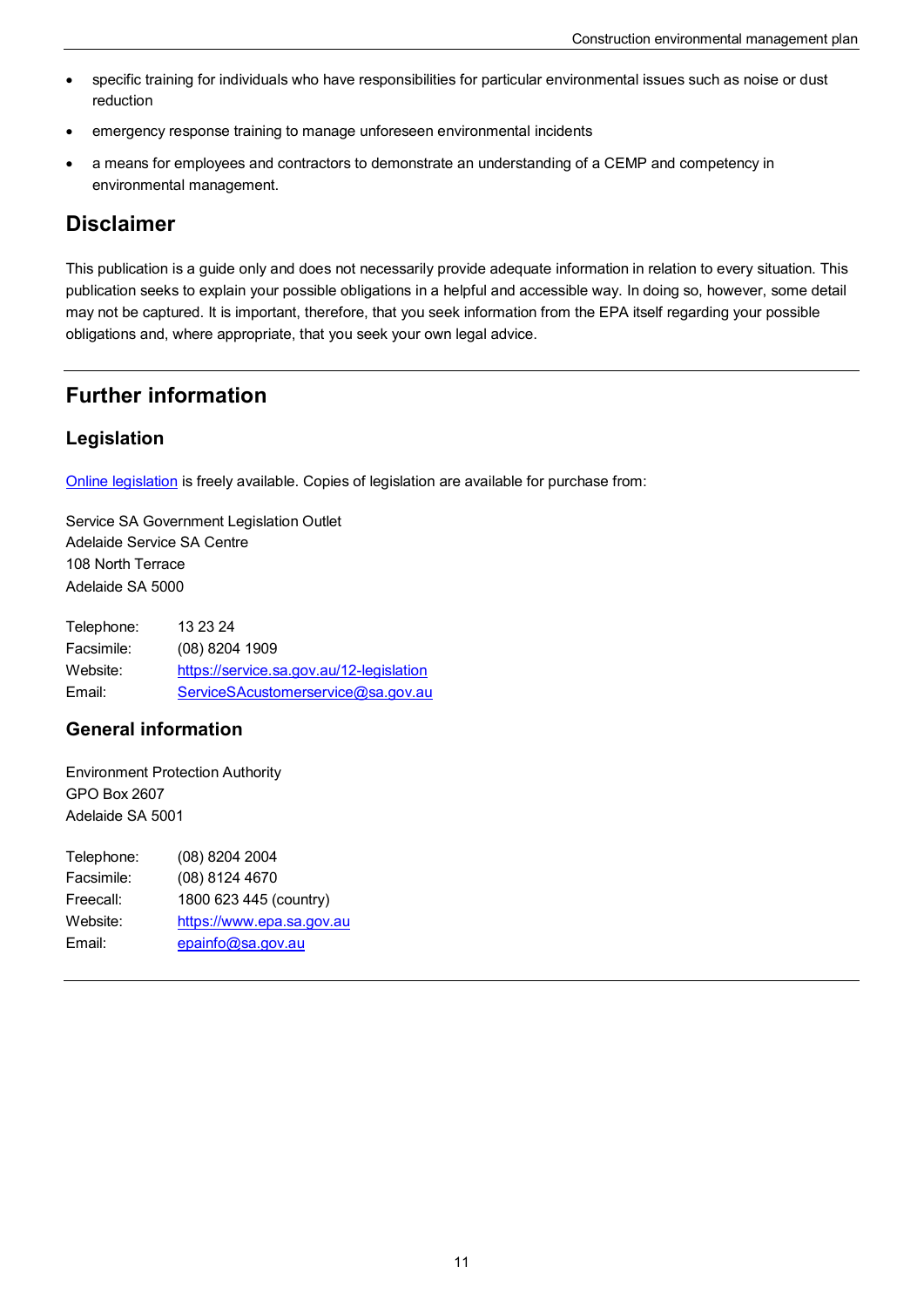- specific training for individuals who have responsibilities for particular environmental issues such as noise or dust reduction
- emergency response training to manage unforeseen environmental incidents
- a means for employees and contractors to demonstrate an understanding of a CEMP and competency in environmental management.

## Disclaimer

This publication is a guide only and does not necessarily provide adequate information in relation to every situation. This publication seeks to explain your possible obligations in a helpful and accessible way. In doing so, however, some detail may not be captured. It is important, therefore, that you seek information from the EPA itself regarding your possible obligations and, where appropriate, that you seek your own legal advice.

## Further information

### Legislation

Online legislation is freely available. Copies of legislation are available for purchase from:

Service SA Government Legislation Outlet
Adelaide Service SA Centre
108 North Terrace
Adelaide SA 5000

| | |
|---|---|
| Telephone: | 13 23 24 |
| Facsimile: | (08) 8204 1909 |
| Website: | https://service.sa.gov.au/12-legislation |
| Email: | ServiceSAcustomerservice@sa.gov.au |

### General information

Environment Protection Authority
GPO Box 2607
Adelaide SA 5001

| | |
|---|---|
| Telephone: | (08) 8204 2004 |
| Facsimile: | (08) 8124 4670 |
| Freecall: | 1800 623 445 (country) |
| Website: | https://www.epa.sa.gov.au |
| Email: | epainfo@sa.gov.au |